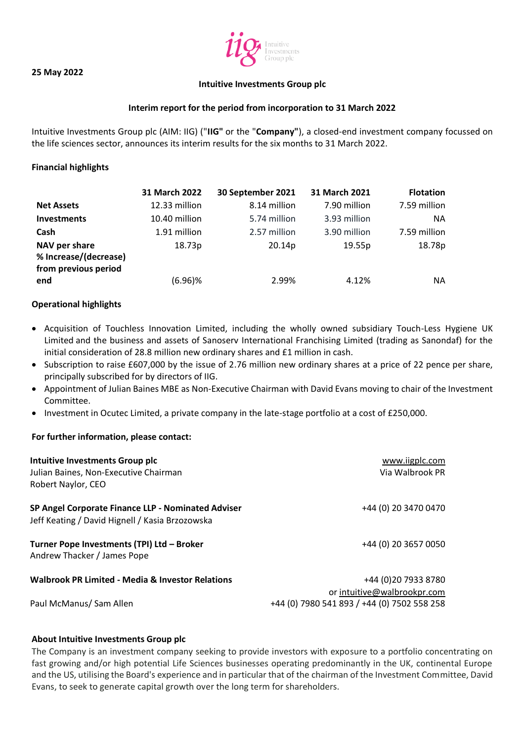**25 May 2022**

**Intuitive Investments Group plc**

**Interim report for the period from incorporation to 31 March 2022**

Intuitive Investments Group plc (AIM: IIG) ("**IIG**" or the "**Company**"), a closed-end investment company focussed on the life sciences sector, announces its interim results for the six months to 31 March 2022.

**Financial highlights**

| | 31 March 2022 | 30 September 2021 | 31 March 2021 | Flotation |
|---|---|---|---|---|
| **Net Assets** | 12.33 million | 8.14 million | 7.90 million | 7.59 million |
| **Investments** | 10.40 million | 5.74 million | 3.93 million | NA |
| **Cash** | 1.91 million | 2.57 million | 3.90 million | 7.59 million |
| **NAV per share** | 18.73p | 20.14p | 19.55p | 18.78p |
| **% Increase/(decrease) from previous period end** | (6.96)% | 2.99% | 4.12% | NA |

**Operational highlights**

- Acquisition of Touchless Innovation Limited, including the wholly owned subsidiary Touch-Less Hygiene UK Limited and the business and assets of Sanoserv International Franchising Limited (trading as Sanondaf) for the initial consideration of 28.8 million new ordinary shares and £1 million in cash.
- Subscription to raise £607,000 by the issue of 2.76 million new ordinary shares at a price of 22 pence per share, principally subscribed for by directors of IIG.
- Appointment of Julian Baines MBE as Non-Executive Chairman with David Evans moving to chair of the Investment Committee.
- Investment in Ocutec Limited, a private company in the late-stage portfolio at a cost of £250,000.

**For further information, please contact:**

**Intuitive Investments Group plc** — www.iigplc.com
Julian Baines, Non-Executive Chairman — Via Walbrook PR
Robert Naylor, CEO

**SP Angel Corporate Finance LLP - Nominated Adviser** — +44 (0) 20 3470 0470
Jeff Keating / David Hignell / Kasia Brzozowska

**Turner Pope Investments (TPI) Ltd – Broker** — +44 (0) 20 3657 0050
Andrew Thacker / James Pope

**Walbrook PR Limited - Media & Investor Relations** — +44 (0)20 7933 8780 or intuitive@walbrookpr.com
Paul McManus/ Sam Allen — +44 (0) 7980 541 893 / +44 (0) 7502 558 258

**About Intuitive Investments Group plc**

The Company is an investment company seeking to provide investors with exposure to a portfolio concentrating on fast growing and/or high potential Life Sciences businesses operating predominantly in the UK, continental Europe and the US, utilising the Board's experience and in particular that of the chairman of the Investment Committee, David Evans, to seek to generate capital growth over the long term for shareholders.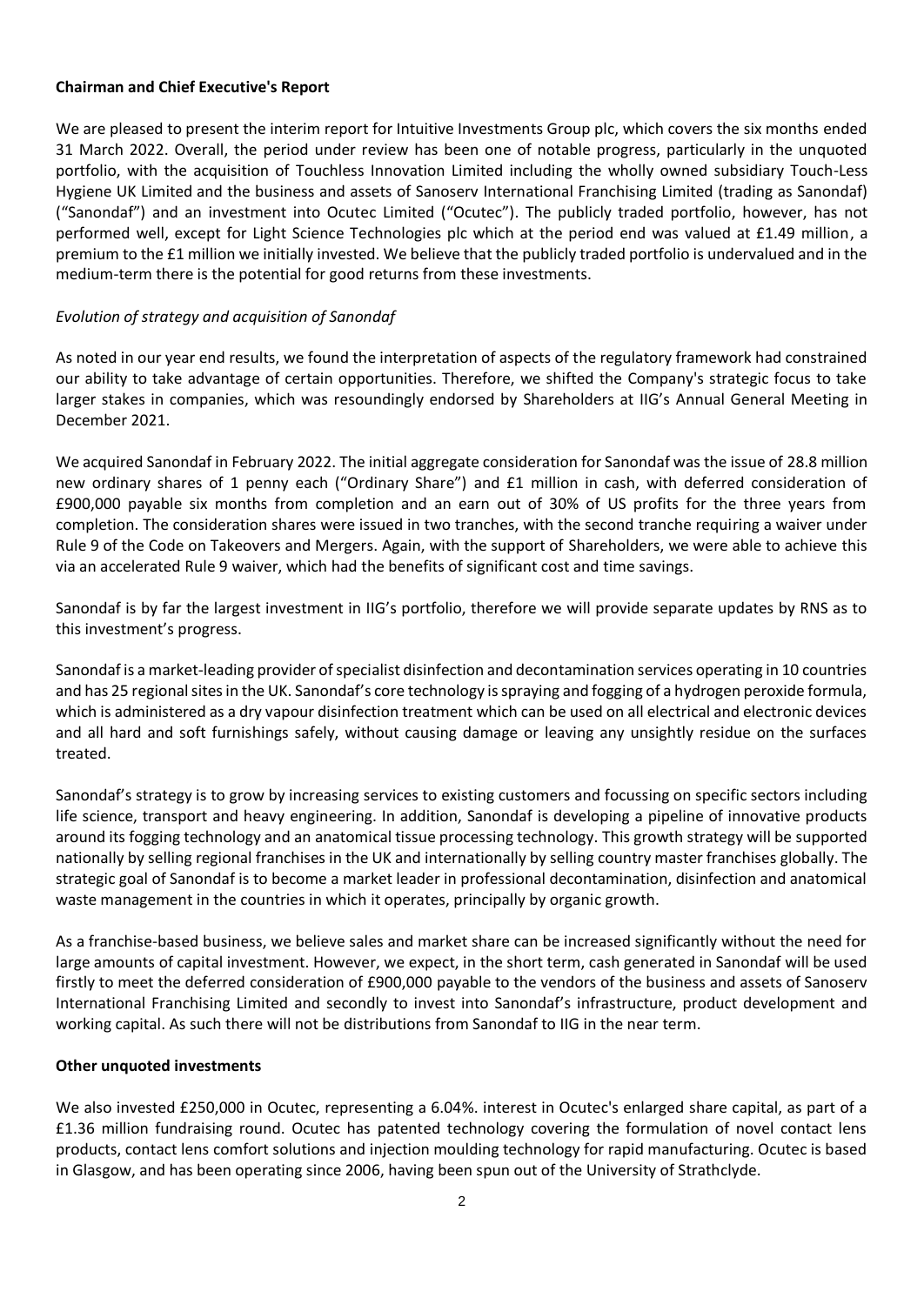## Chairman and Chief Executive's Report

We are pleased to present the interim report for Intuitive Investments Group plc, which covers the six months ended 31 March 2022. Overall, the period under review has been one of notable progress, particularly in the unquoted portfolio, with the acquisition of Touchless Innovation Limited including the wholly owned subsidiary Touch-Less Hygiene UK Limited and the business and assets of Sanoserv International Franchising Limited (trading as Sanondaf) ("Sanondaf") and an investment into Ocutec Limited ("Ocutec"). The publicly traded portfolio, however, has not performed well, except for Light Science Technologies plc which at the period end was valued at £1.49 million, a premium to the £1 million we initially invested. We believe that the publicly traded portfolio is undervalued and in the medium-term there is the potential for good returns from these investments.

*Evolution of strategy and acquisition of Sanondaf*

As noted in our year end results, we found the interpretation of aspects of the regulatory framework had constrained our ability to take advantage of certain opportunities. Therefore, we shifted the Company's strategic focus to take larger stakes in companies, which was resoundingly endorsed by Shareholders at IIG's Annual General Meeting in December 2021.

We acquired Sanondaf in February 2022. The initial aggregate consideration for Sanondaf was the issue of 28.8 million new ordinary shares of 1 penny each ("Ordinary Share") and £1 million in cash, with deferred consideration of £900,000 payable six months from completion and an earn out of 30% of US profits for the three years from completion. The consideration shares were issued in two tranches, with the second tranche requiring a waiver under Rule 9 of the Code on Takeovers and Mergers. Again, with the support of Shareholders, we were able to achieve this via an accelerated Rule 9 waiver, which had the benefits of significant cost and time savings.

Sanondaf is by far the largest investment in IIG's portfolio, therefore we will provide separate updates by RNS as to this investment's progress.

Sanondaf is a market-leading provider of specialist disinfection and decontamination services operating in 10 countries and has 25 regional sites in the UK. Sanondaf's core technology is spraying and fogging of a hydrogen peroxide formula, which is administered as a dry vapour disinfection treatment which can be used on all electrical and electronic devices and all hard and soft furnishings safely, without causing damage or leaving any unsightly residue on the surfaces treated.

Sanondaf's strategy is to grow by increasing services to existing customers and focussing on specific sectors including life science, transport and heavy engineering. In addition, Sanondaf is developing a pipeline of innovative products around its fogging technology and an anatomical tissue processing technology. This growth strategy will be supported nationally by selling regional franchises in the UK and internationally by selling country master franchises globally. The strategic goal of Sanondaf is to become a market leader in professional decontamination, disinfection and anatomical waste management in the countries in which it operates, principally by organic growth.

As a franchise-based business, we believe sales and market share can be increased significantly without the need for large amounts of capital investment. However, we expect, in the short term, cash generated in Sanondaf will be used firstly to meet the deferred consideration of £900,000 payable to the vendors of the business and assets of Sanoserv International Franchising Limited and secondly to invest into Sanondaf's infrastructure, product development and working capital. As such there will not be distributions from Sanondaf to IIG in the near term.

## Other unquoted investments

We also invested £250,000 in Ocutec, representing a 6.04%. interest in Ocutec's enlarged share capital, as part of a £1.36 million fundraising round. Ocutec has patented technology covering the formulation of novel contact lens products, contact lens comfort solutions and injection moulding technology for rapid manufacturing. Ocutec is based in Glasgow, and has been operating since 2006, having been spun out of the University of Strathclyde.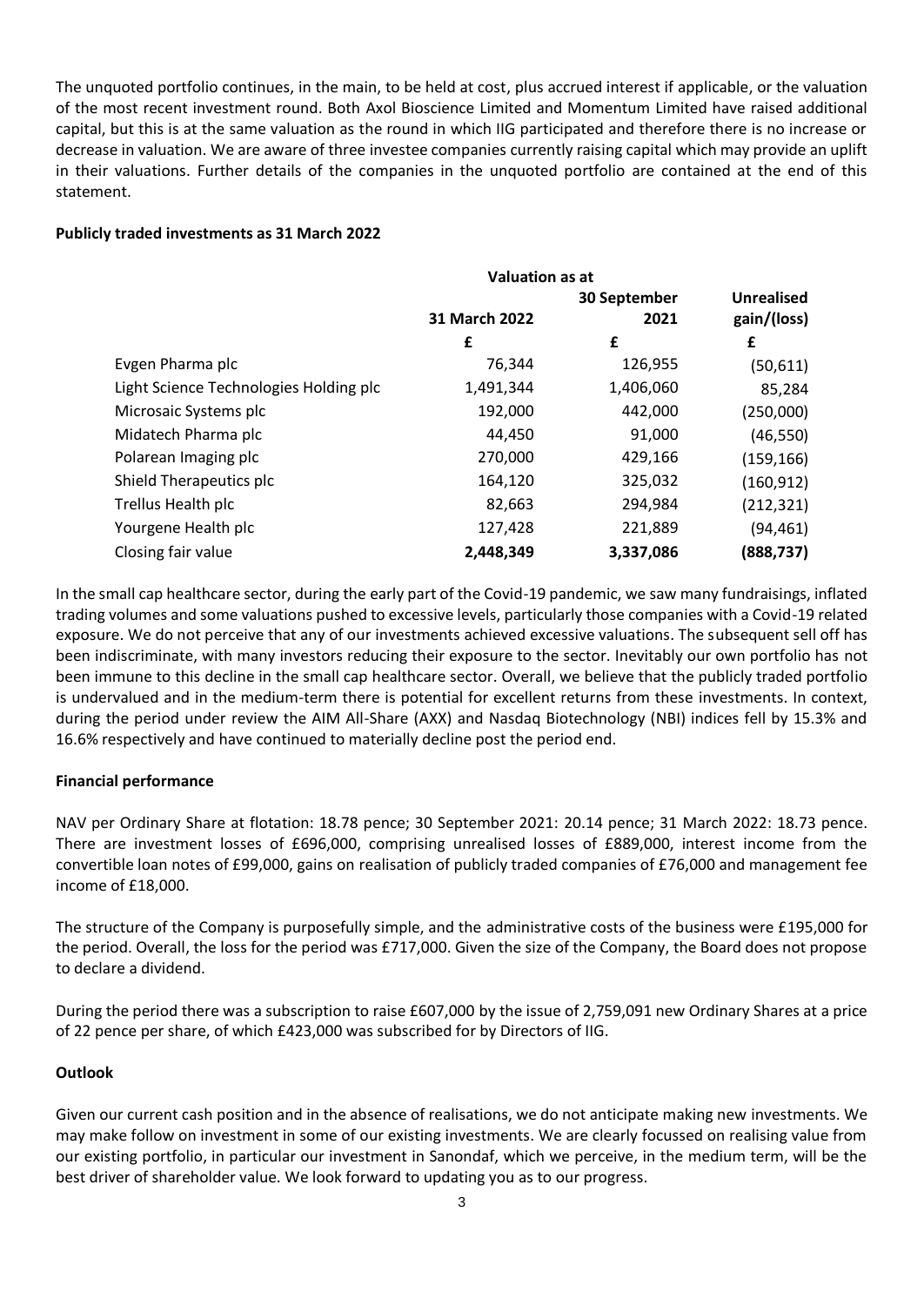The unquoted portfolio continues, in the main, to be held at cost, plus accrued interest if applicable, or the valuation of the most recent investment round. Both Axol Bioscience Limited and Momentum Limited have raised additional capital, but this is at the same valuation as the round in which IIG participated and therefore there is no increase or decrease in valuation. We are aware of three investee companies currently raising capital which may provide an uplift in their valuations. Further details of the companies in the unquoted portfolio are contained at the end of this statement.

**Publicly traded investments as 31 March 2022**

| | **Valuation as at** | | |
|---|---|---|---|
| | **31 March 2022** | **30 September 2021** | **Unrealised gain/(loss)** |
| | **£** | **£** | **£** |
| Evgen Pharma plc | 76,344 | 126,955 | (50,611) |
| Light Science Technologies Holding plc | 1,491,344 | 1,406,060 | 85,284 |
| Microsaic Systems plc | 192,000 | 442,000 | (250,000) |
| Midatech Pharma plc | 44,450 | 91,000 | (46,550) |
| Polarean Imaging plc | 270,000 | 429,166 | (159,166) |
| Shield Therapeutics plc | 164,120 | 325,032 | (160,912) |
| Trellus Health plc | 82,663 | 294,984 | (212,321) |
| Yourgene Health plc | 127,428 | 221,889 | (94,461) |
| Closing fair value | **2,448,349** | **3,337,086** | **(888,737)** |

In the small cap healthcare sector, during the early part of the Covid-19 pandemic, we saw many fundraisings, inflated trading volumes and some valuations pushed to excessive levels, particularly those companies with a Covid-19 related exposure. We do not perceive that any of our investments achieved excessive valuations. The subsequent sell off has been indiscriminate, with many investors reducing their exposure to the sector. Inevitably our own portfolio has not been immune to this decline in the small cap healthcare sector. Overall, we believe that the publicly traded portfolio is undervalued and in the medium-term there is potential for excellent returns from these investments. In context, during the period under review the AIM All-Share (AXX) and Nasdaq Biotechnology (NBI) indices fell by 15.3% and 16.6% respectively and have continued to materially decline post the period end.

**Financial performance**

NAV per Ordinary Share at flotation: 18.78 pence; 30 September 2021: 20.14 pence; 31 March 2022: 18.73 pence. There are investment losses of £696,000, comprising unrealised losses of £889,000, interest income from the convertible loan notes of £99,000, gains on realisation of publicly traded companies of £76,000 and management fee income of £18,000.

The structure of the Company is purposefully simple, and the administrative costs of the business were £195,000 for the period. Overall, the loss for the period was £717,000. Given the size of the Company, the Board does not propose to declare a dividend.

During the period there was a subscription to raise £607,000 by the issue of 2,759,091 new Ordinary Shares at a price of 22 pence per share, of which £423,000 was subscribed for by Directors of IIG.

**Outlook**

Given our current cash position and in the absence of realisations, we do not anticipate making new investments. We may make follow on investment in some of our existing investments. We are clearly focussed on realising value from our existing portfolio, in particular our investment in Sanondaf, which we perceive, in the medium term, will be the best driver of shareholder value. We look forward to updating you as to our progress.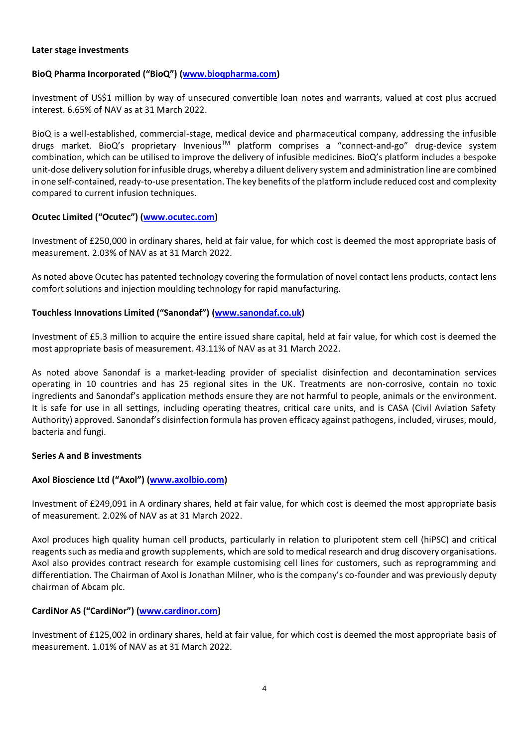**Later stage investments**

**BioQ Pharma Incorporated ("BioQ") (www.bioqpharma.com)**

Investment of US$1 million by way of unsecured convertible loan notes and warrants, valued at cost plus accrued interest. 6.65% of NAV as at 31 March 2022.

BioQ is a well-established, commercial-stage, medical device and pharmaceutical company, addressing the infusible drugs market. BioQ's proprietary Invenious™ platform comprises a "connect-and-go" drug-device system combination, which can be utilised to improve the delivery of infusible medicines. BioQ's platform includes a bespoke unit-dose delivery solution for infusible drugs, whereby a diluent delivery system and administration line are combined in one self-contained, ready-to-use presentation. The key benefits of the platform include reduced cost and complexity compared to current infusion techniques.

**Ocutec Limited ("Ocutec") (www.ocutec.com)**

Investment of £250,000 in ordinary shares, held at fair value, for which cost is deemed the most appropriate basis of measurement. 2.03% of NAV as at 31 March 2022.

As noted above Ocutec has patented technology covering the formulation of novel contact lens products, contact lens comfort solutions and injection moulding technology for rapid manufacturing.

**Touchless Innovations Limited ("Sanondaf") (www.sanondaf.co.uk)**

Investment of £5.3 million to acquire the entire issued share capital, held at fair value, for which cost is deemed the most appropriate basis of measurement. 43.11% of NAV as at 31 March 2022.

As noted above Sanondaf is a market-leading provider of specialist disinfection and decontamination services operating in 10 countries and has 25 regional sites in the UK. Treatments are non-corrosive, contain no toxic ingredients and Sanondaf's application methods ensure they are not harmful to people, animals or the environment. It is safe for use in all settings, including operating theatres, critical care units, and is CASA (Civil Aviation Safety Authority) approved. Sanondaf's disinfection formula has proven efficacy against pathogens, included, viruses, mould, bacteria and fungi.

**Series A and B investments**

**Axol Bioscience Ltd ("Axol") (www.axolbio.com)**

Investment of £249,091 in A ordinary shares, held at fair value, for which cost is deemed the most appropriate basis of measurement. 2.02% of NAV as at 31 March 2022.

Axol produces high quality human cell products, particularly in relation to pluripotent stem cell (hiPSC) and critical reagents such as media and growth supplements, which are sold to medical research and drug discovery organisations. Axol also provides contract research for example customising cell lines for customers, such as reprogramming and differentiation. The Chairman of Axol is Jonathan Milner, who is the company's co-founder and was previously deputy chairman of Abcam plc.

**CardiNor AS ("CardiNor") (www.cardinor.com)**

Investment of £125,002 in ordinary shares, held at fair value, for which cost is deemed the most appropriate basis of measurement. 1.01% of NAV as at 31 March 2022.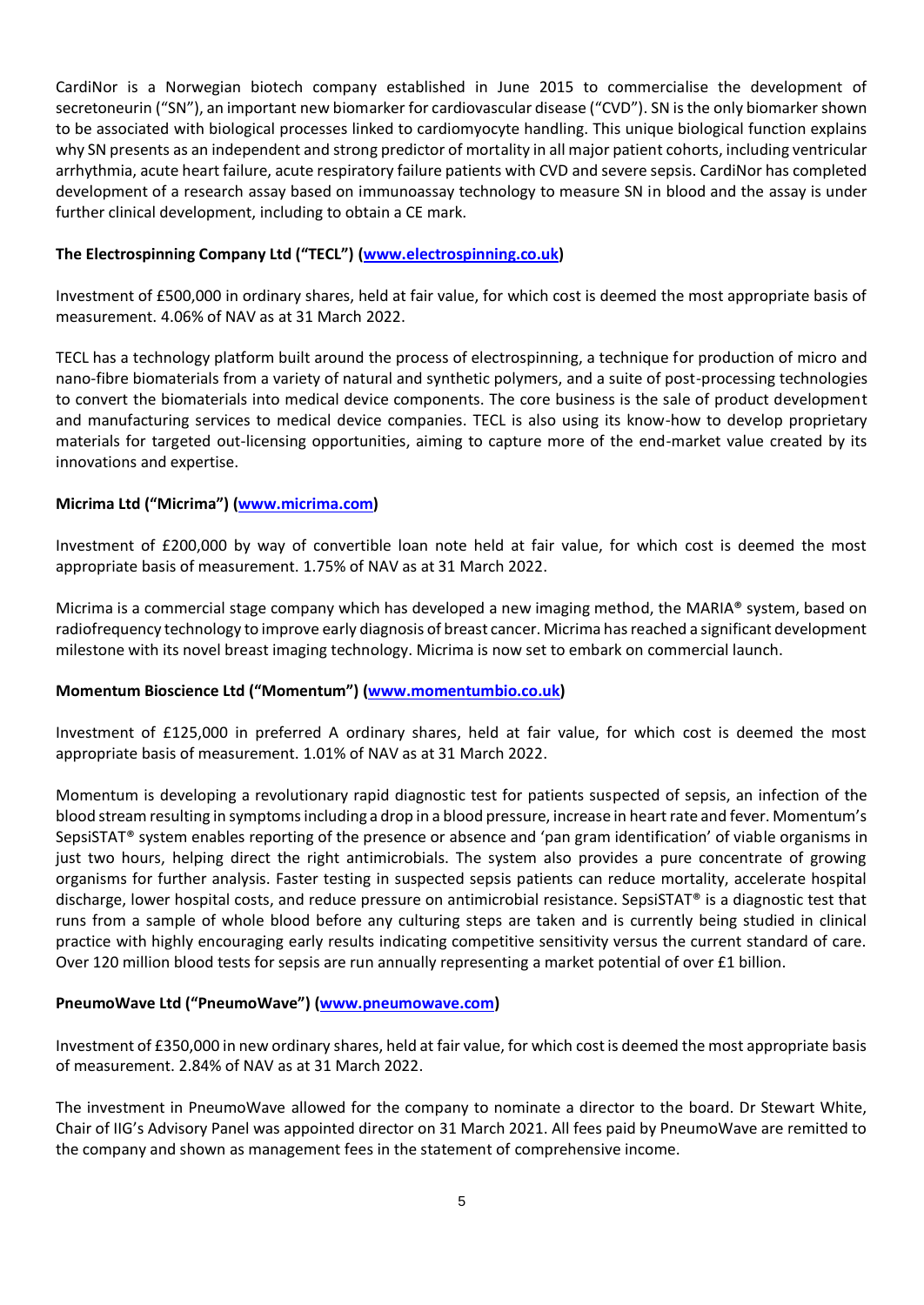CardiNor is a Norwegian biotech company established in June 2015 to commercialise the development of secretoneurin ("SN"), an important new biomarker for cardiovascular disease ("CVD"). SN is the only biomarker shown to be associated with biological processes linked to cardiomyocyte handling. This unique biological function explains why SN presents as an independent and strong predictor of mortality in all major patient cohorts, including ventricular arrhythmia, acute heart failure, acute respiratory failure patients with CVD and severe sepsis. CardiNor has completed development of a research assay based on immunoassay technology to measure SN in blood and the assay is under further clinical development, including to obtain a CE mark.

**The Electrospinning Company Ltd ("TECL") (www.electrospinning.co.uk)**

Investment of £500,000 in ordinary shares, held at fair value, for which cost is deemed the most appropriate basis of measurement. 4.06% of NAV as at 31 March 2022.

TECL has a technology platform built around the process of electrospinning, a technique for production of micro and nano-fibre biomaterials from a variety of natural and synthetic polymers, and a suite of post-processing technologies to convert the biomaterials into medical device components. The core business is the sale of product development and manufacturing services to medical device companies. TECL is also using its know-how to develop proprietary materials for targeted out-licensing opportunities, aiming to capture more of the end-market value created by its innovations and expertise.

**Micrima Ltd ("Micrima") (www.micrima.com)**

Investment of £200,000 by way of convertible loan note held at fair value, for which cost is deemed the most appropriate basis of measurement. 1.75% of NAV as at 31 March 2022.

Micrima is a commercial stage company which has developed a new imaging method, the MARIA® system, based on radiofrequency technology to improve early diagnosis of breast cancer. Micrima has reached a significant development milestone with its novel breast imaging technology. Micrima is now set to embark on commercial launch.

**Momentum Bioscience Ltd ("Momentum") (www.momentumbio.co.uk)**

Investment of £125,000 in preferred A ordinary shares, held at fair value, for which cost is deemed the most appropriate basis of measurement. 1.01% of NAV as at 31 March 2022.

Momentum is developing a revolutionary rapid diagnostic test for patients suspected of sepsis, an infection of the blood stream resulting in symptoms including a drop in a blood pressure, increase in heart rate and fever. Momentum's SepsiSTAT® system enables reporting of the presence or absence and 'pan gram identification' of viable organisms in just two hours, helping direct the right antimicrobials. The system also provides a pure concentrate of growing organisms for further analysis. Faster testing in suspected sepsis patients can reduce mortality, accelerate hospital discharge, lower hospital costs, and reduce pressure on antimicrobial resistance. SepsiSTAT® is a diagnostic test that runs from a sample of whole blood before any culturing steps are taken and is currently being studied in clinical practice with highly encouraging early results indicating competitive sensitivity versus the current standard of care. Over 120 million blood tests for sepsis are run annually representing a market potential of over £1 billion.

**PneumoWave Ltd ("PneumoWave") (www.pneumowave.com)**

Investment of £350,000 in new ordinary shares, held at fair value, for which cost is deemed the most appropriate basis of measurement. 2.84% of NAV as at 31 March 2022.

The investment in PneumoWave allowed for the company to nominate a director to the board. Dr Stewart White, Chair of IIG's Advisory Panel was appointed director on 31 March 2021. All fees paid by PneumoWave are remitted to the company and shown as management fees in the statement of comprehensive income.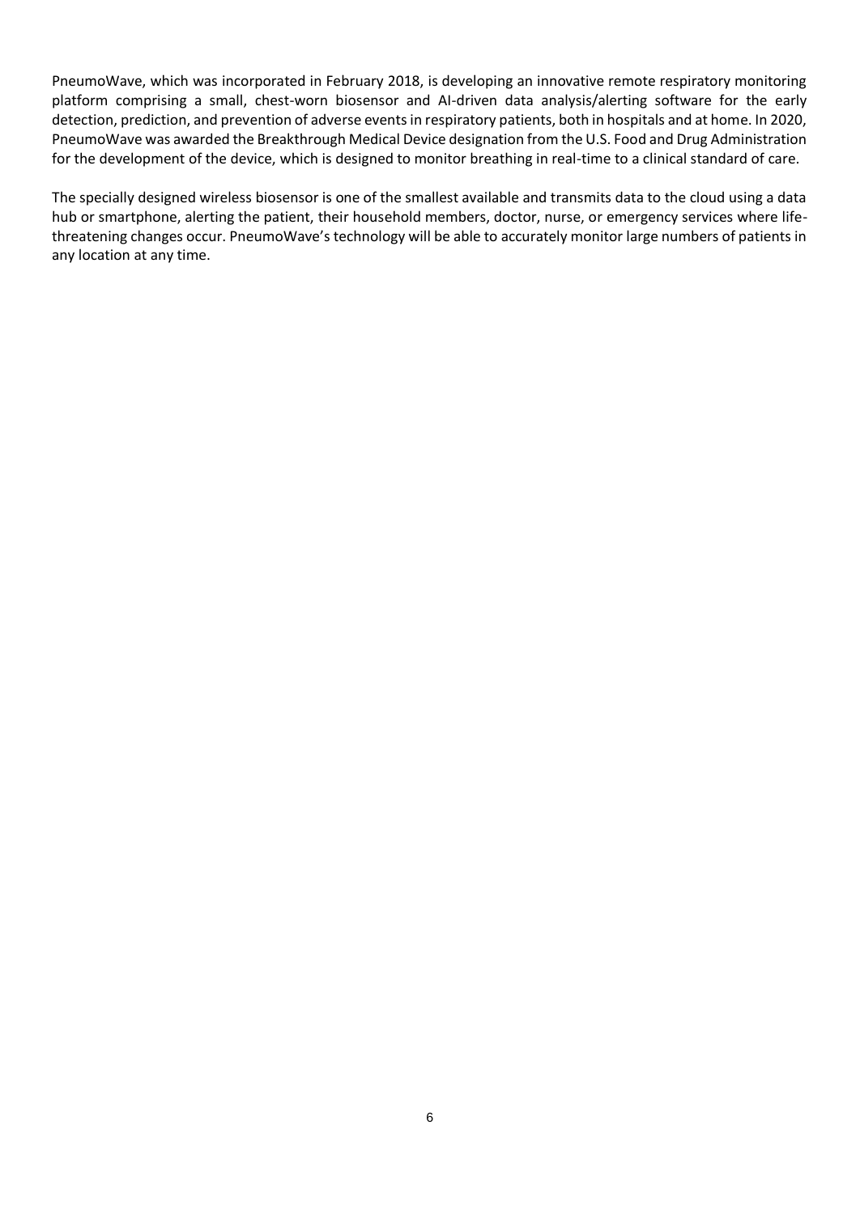PneumoWave, which was incorporated in February 2018, is developing an innovative remote respiratory monitoring platform comprising a small, chest-worn biosensor and AI-driven data analysis/alerting software for the early detection, prediction, and prevention of adverse events in respiratory patients, both in hospitals and at home. In 2020, PneumoWave was awarded the Breakthrough Medical Device designation from the U.S. Food and Drug Administration for the development of the device, which is designed to monitor breathing in real-time to a clinical standard of care.

The specially designed wireless biosensor is one of the smallest available and transmits data to the cloud using a data hub or smartphone, alerting the patient, their household members, doctor, nurse, or emergency services where life-threatening changes occur. PneumoWave's technology will be able to accurately monitor large numbers of patients in any location at any time.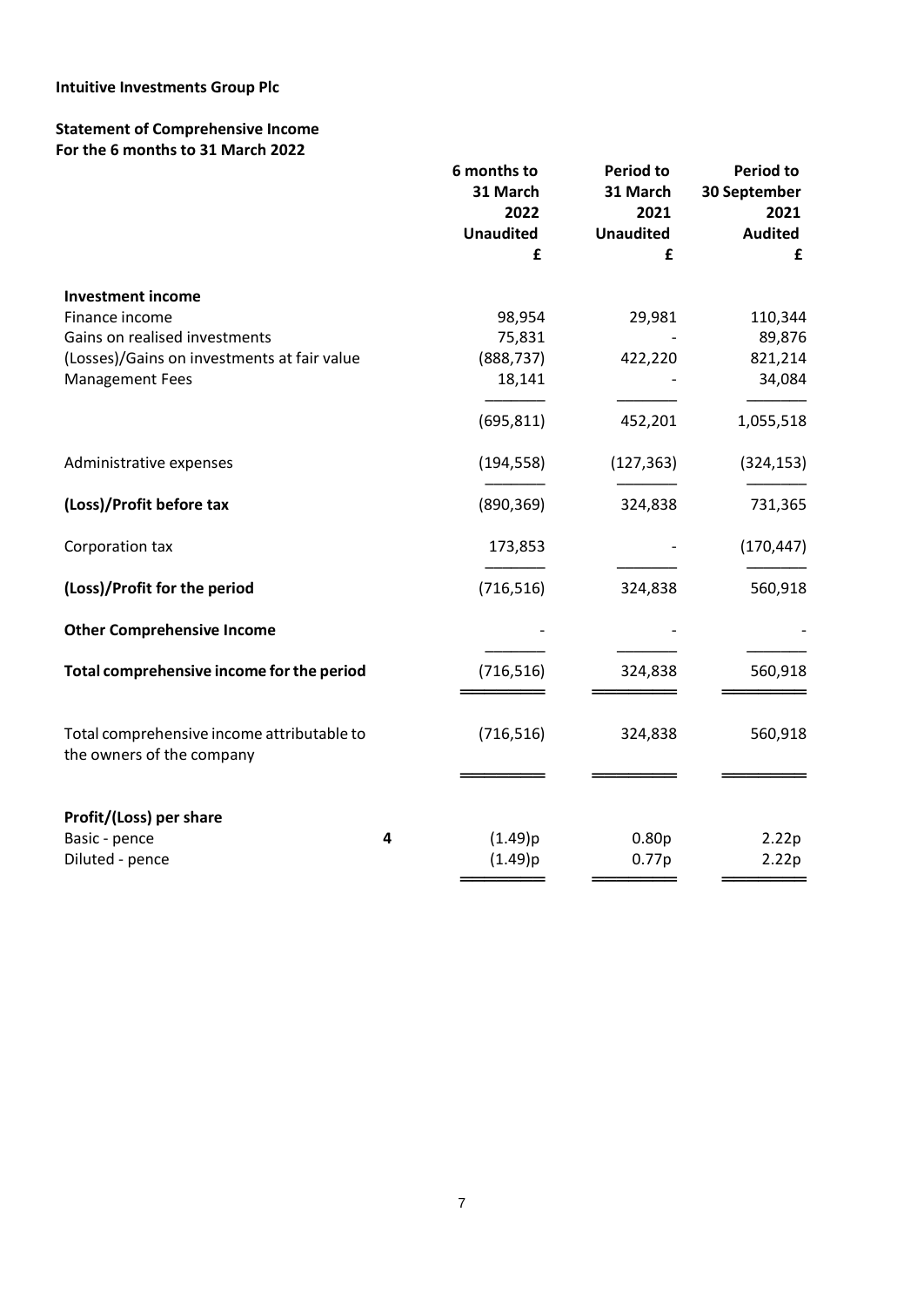**Intuitive Investments Group Plc**

**Statement of Comprehensive Income**
**For the 6 months to 31 March 2022**

| | | 6 months to 31 March 2022 Unaudited £ | Period to 31 March 2021 Unaudited £ | Period to 30 September 2021 Audited £ |
|---|---|---|---|---|
| **Investment income** | | | | |
| Finance income | | 98,954 | 29,981 | 110,344 |
| Gains on realised investments | | 75,831 | - | 89,876 |
| (Losses)/Gains on investments at fair value | | (888,737) | 422,220 | 821,214 |
| Management Fees | | 18,141 | - | 34,084 |
| | | (695,811) | 452,201 | 1,055,518 |
| Administrative expenses | | (194,558) | (127,363) | (324,153) |
| **(Loss)/Profit before tax** | | (890,369) | 324,838 | 731,365 |
| Corporation tax | | 173,853 | - | (170,447) |
| **(Loss)/Profit for the period** | | (716,516) | 324,838 | 560,918 |
| **Other Comprehensive Income** | | - | - | - |
| **Total comprehensive income for the period** | | (716,516) | 324,838 | 560,918 |
| Total comprehensive income attributable to the owners of the company | | (716,516) | 324,838 | 560,918 |
| **Profit/(Loss) per share** | | | | |
| Basic - pence | 4 | (1.49)p | 0.80p | 2.22p |
| Diluted - pence | | (1.49)p | 0.77p | 2.22p |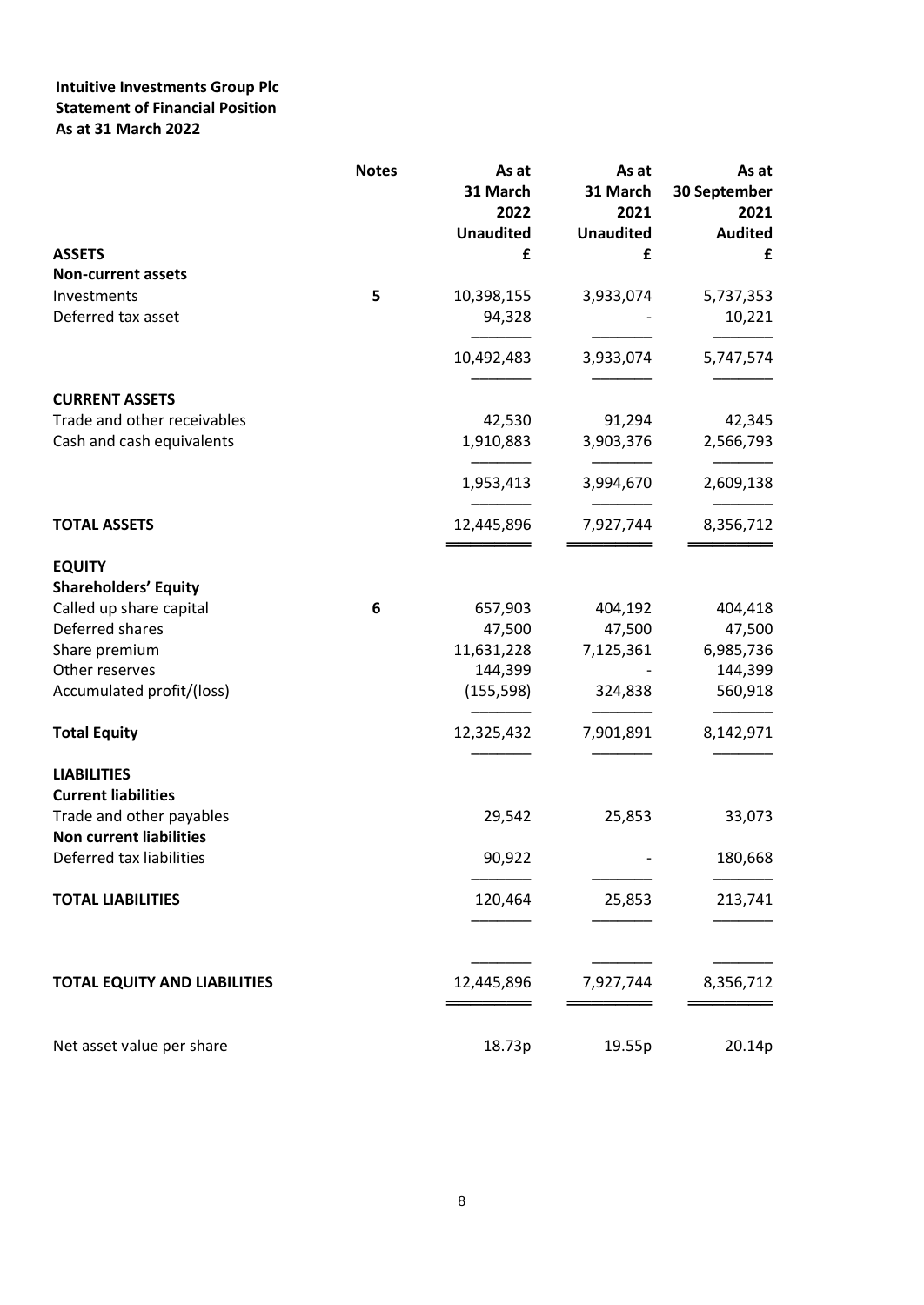**Intuitive Investments Group Plc**
**Statement of Financial Position**
**As at 31 March 2022**

| | Notes | As at 31 March 2022 Unaudited £ | As at 31 March 2021 Unaudited £ | As at 30 September 2021 Audited £ |
|---|---|---|---|---|
| **ASSETS** | | | | |
| **Non-current assets** | | | | |
| Investments | 5 | 10,398,155 | 3,933,074 | 5,737,353 |
| Deferred tax asset | | 94,328 | - | 10,221 |
| | | 10,492,483 | 3,933,074 | 5,747,574 |
| **CURRENT ASSETS** | | | | |
| Trade and other receivables | | 42,530 | 91,294 | 42,345 |
| Cash and cash equivalents | | 1,910,883 | 3,903,376 | 2,566,793 |
| | | 1,953,413 | 3,994,670 | 2,609,138 |
| **TOTAL ASSETS** | | 12,445,896 | 7,927,744 | 8,356,712 |
| **EQUITY** | | | | |
| **Shareholders' Equity** | | | | |
| Called up share capital | 6 | 657,903 | 404,192 | 404,418 |
| Deferred shares | | 47,500 | 47,500 | 47,500 |
| Share premium | | 11,631,228 | 7,125,361 | 6,985,736 |
| Other reserves | | 144,399 | - | 144,399 |
| Accumulated profit/(loss) | | (155,598) | 324,838 | 560,918 |
| **Total Equity** | | 12,325,432 | 7,901,891 | 8,142,971 |
| **LIABILITIES** | | | | |
| **Current liabilities** | | | | |
| Trade and other payables | | 29,542 | 25,853 | 33,073 |
| **Non current liabilities** | | | | |
| Deferred tax liabilities | | 90,922 | - | 180,668 |
| **TOTAL LIABILITIES** | | 120,464 | 25,853 | 213,741 |
| **TOTAL EQUITY AND LIABILITIES** | | 12,445,896 | 7,927,744 | 8,356,712 |
| Net asset value per share | | 18.73p | 19.55p | 20.14p |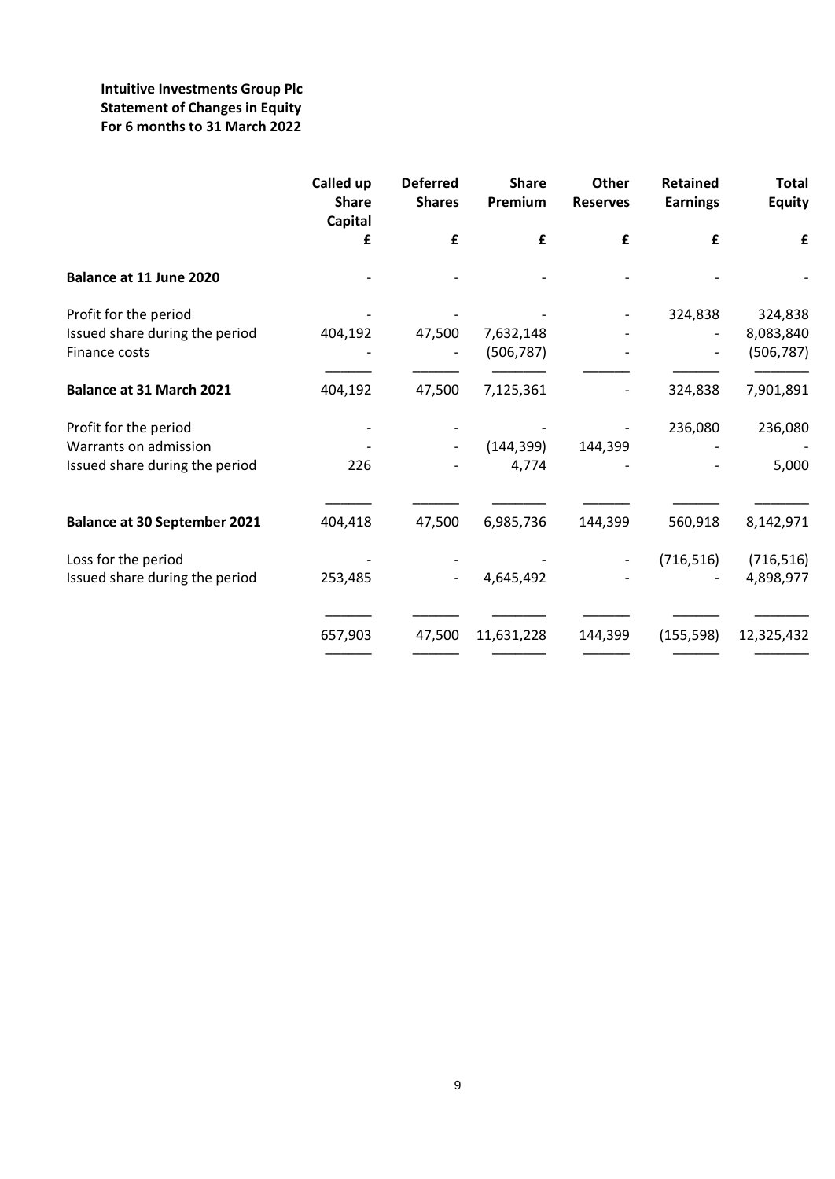**Intuitive Investments Group Plc**
**Statement of Changes in Equity**
**For 6 months to 31 March 2022**

| | Called up Share Capital | Deferred Shares | Share Premium | Other Reserves | Retained Earnings | Total Equity |
|---|---|---|---|---|---|---|
| | £ | £ | £ | £ | £ | £ |
| **Balance at 11 June 2020** | - | - | - | - | - | - |
| Profit for the period | - | - | - | - | 324,838 | 324,838 |
| Issued share during the period | 404,192 | 47,500 | 7,632,148 | - | - | 8,083,840 |
| Finance costs | - | - | (506,787) | - | - | (506,787) |
| **Balance at 31 March 2021** | 404,192 | 47,500 | 7,125,361 | - | 324,838 | 7,901,891 |
| Profit for the period | - | - | - | - | 236,080 | 236,080 |
| Warrants on admission | - | - | (144,399) | 144,399 | - | - |
| Issued share during the period | 226 | - | 4,774 | - | - | 5,000 |
| **Balance at 30 September 2021** | 404,418 | 47,500 | 6,985,736 | 144,399 | 560,918 | 8,142,971 |
| Loss for the period | - | - | - | - | (716,516) | (716,516) |
| Issued share during the period | 253,485 | - | 4,645,492 | - | - | 4,898,977 |
| | 657,903 | 47,500 | 11,631,228 | 144,399 | (155,598) | 12,325,432 |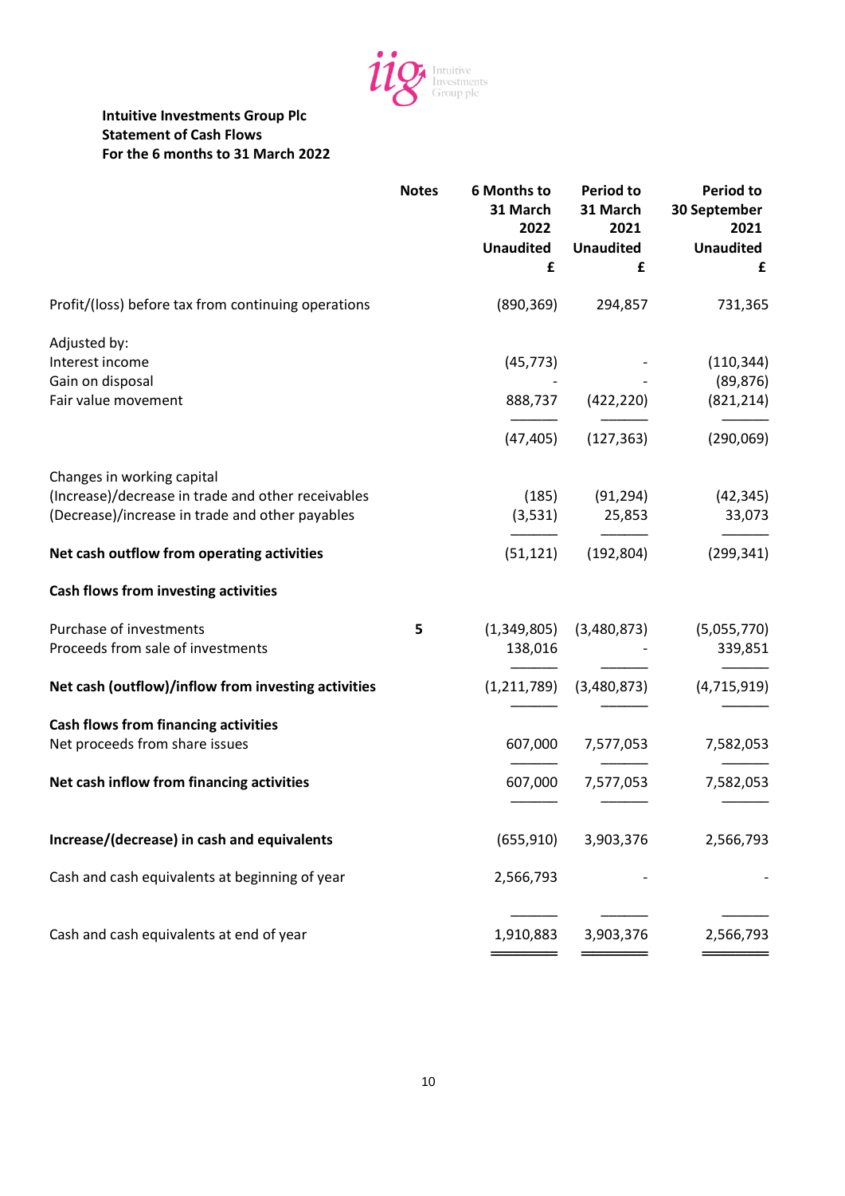**Intuitive Investments Group Plc**
**Statement of Cash Flows**
**For the 6 months to 31 March 2022**

| | Notes | 6 Months to 31 March 2022 Unaudited £ | Period to 31 March 2021 Unaudited £ | Period to 30 September 2021 Unaudited £ |
|---|---|---|---|---|
| Profit/(loss) before tax from continuing operations | | (890,369) | 294,857 | 731,365 |
| Adjusted by: | | | | |
| Interest income | | (45,773) | - | (110,344) |
| Gain on disposal | | - | - | (89,876) |
| Fair value movement | | 888,737 | (422,220) | (821,214) |
| | | (47,405) | (127,363) | (290,069) |
| Changes in working capital | | | | |
| (Increase)/decrease in trade and other receivables | | (185) | (91,294) | (42,345) |
| (Decrease)/increase in trade and other payables | | (3,531) | 25,853 | 33,073 |
| **Net cash outflow from operating activities** | | (51,121) | (192,804) | (299,341) |
| **Cash flows from investing activities** | | | | |
| Purchase of investments | 5 | (1,349,805) | (3,480,873) | (5,055,770) |
| Proceeds from sale of investments | | 138,016 | - | 339,851 |
| **Net cash (outflow)/inflow from investing activities** | | (1,211,789) | (3,480,873) | (4,715,919) |
| **Cash flows from financing activities** | | | | |
| Net proceeds from share issues | | 607,000 | 7,577,053 | 7,582,053 |
| **Net cash inflow from financing activities** | | 607,000 | 7,577,053 | 7,582,053 |
| **Increase/(decrease) in cash and equivalents** | | (655,910) | 3,903,376 | 2,566,793 |
| Cash and cash equivalents at beginning of year | | 2,566,793 | - | - |
| Cash and cash equivalents at end of year | | 1,910,883 | 3,903,376 | 2,566,793 |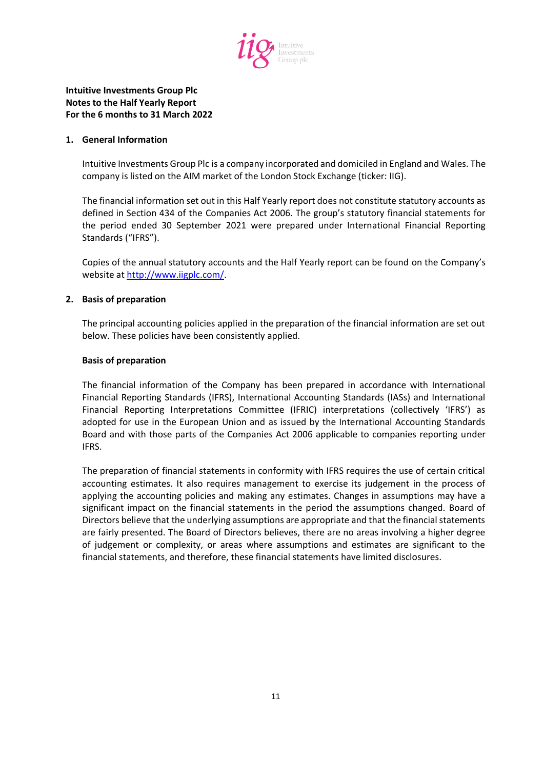**Intuitive Investments Group Plc**
**Notes to the Half Yearly Report**
**For the 6 months to 31 March 2022**

## 1. General Information

Intuitive Investments Group Plc is a company incorporated and domiciled in England and Wales. The company is listed on the AIM market of the London Stock Exchange (ticker: IIG).

The financial information set out in this Half Yearly report does not constitute statutory accounts as defined in Section 434 of the Companies Act 2006. The group's statutory financial statements for the period ended 30 September 2021 were prepared under International Financial Reporting Standards ("IFRS").

Copies of the annual statutory accounts and the Half Yearly report can be found on the Company's website at [http://www.iigplc.com/](http://www.iigplc.com/).

## 2. Basis of preparation

The principal accounting policies applied in the preparation of the financial information are set out below. These policies have been consistently applied.

### Basis of preparation

The financial information of the Company has been prepared in accordance with International Financial Reporting Standards (IFRS), International Accounting Standards (IASs) and International Financial Reporting Interpretations Committee (IFRIC) interpretations (collectively 'IFRS') as adopted for use in the European Union and as issued by the International Accounting Standards Board and with those parts of the Companies Act 2006 applicable to companies reporting under IFRS.

The preparation of financial statements in conformity with IFRS requires the use of certain critical accounting estimates. It also requires management to exercise its judgement in the process of applying the accounting policies and making any estimates. Changes in assumptions may have a significant impact on the financial statements in the period the assumptions changed. Board of Directors believe that the underlying assumptions are appropriate and that the financial statements are fairly presented. The Board of Directors believes, there are no areas involving a higher degree of judgement or complexity, or areas where assumptions and estimates are significant to the financial statements, and therefore, these financial statements have limited disclosures.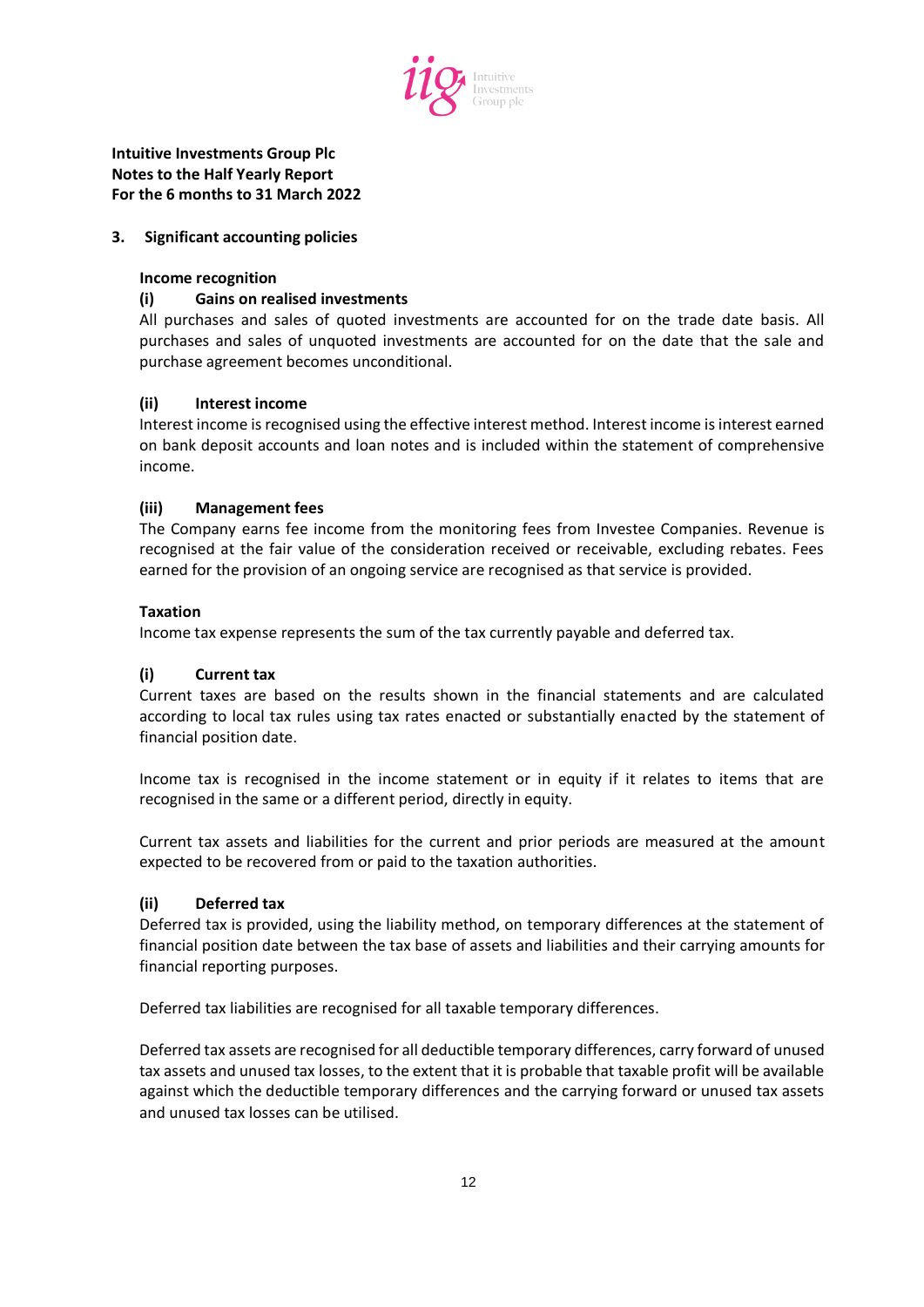**Intuitive Investments Group Plc**
**Notes to the Half Yearly Report**
**For the 6 months to 31 March 2022**

## 3. Significant accounting policies

### Income recognition

#### (i) Gains on realised investments

All purchases and sales of quoted investments are accounted for on the trade date basis. All purchases and sales of unquoted investments are accounted for on the date that the sale and purchase agreement becomes unconditional.

#### (ii) Interest income

Interest income is recognised using the effective interest method. Interest income is interest earned on bank deposit accounts and loan notes and is included within the statement of comprehensive income.

#### (iii) Management fees

The Company earns fee income from the monitoring fees from Investee Companies. Revenue is recognised at the fair value of the consideration received or receivable, excluding rebates. Fees earned for the provision of an ongoing service are recognised as that service is provided.

### Taxation

Income tax expense represents the sum of the tax currently payable and deferred tax.

#### (i) Current tax

Current taxes are based on the results shown in the financial statements and are calculated according to local tax rules using tax rates enacted or substantially enacted by the statement of financial position date.

Income tax is recognised in the income statement or in equity if it relates to items that are recognised in the same or a different period, directly in equity.

Current tax assets and liabilities for the current and prior periods are measured at the amount expected to be recovered from or paid to the taxation authorities.

#### (ii) Deferred tax

Deferred tax is provided, using the liability method, on temporary differences at the statement of financial position date between the tax base of assets and liabilities and their carrying amounts for financial reporting purposes.

Deferred tax liabilities are recognised for all taxable temporary differences.

Deferred tax assets are recognised for all deductible temporary differences, carry forward of unused tax assets and unused tax losses, to the extent that it is probable that taxable profit will be available against which the deductible temporary differences and the carrying forward or unused tax assets and unused tax losses can be utilised.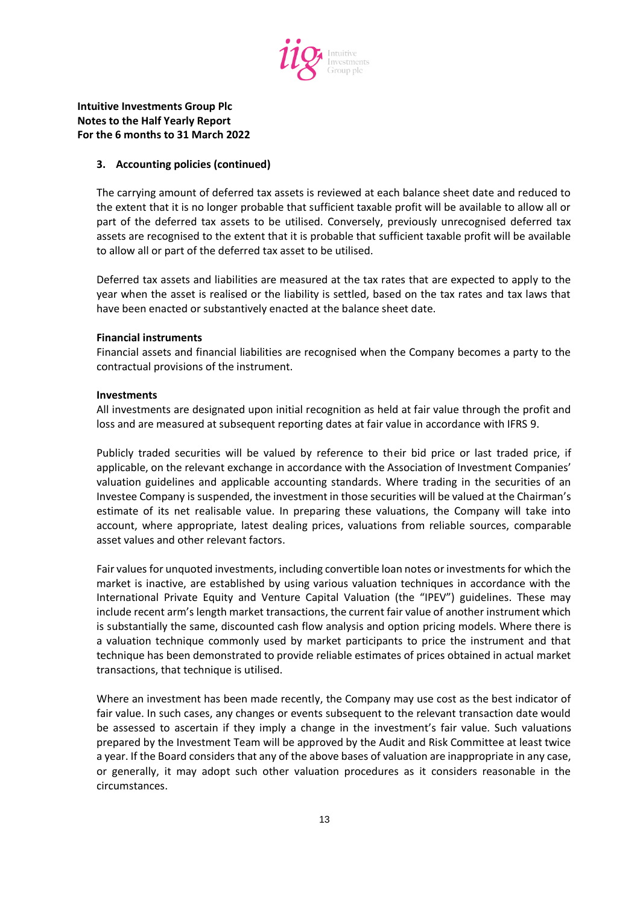**Intuitive Investments Group Plc**
**Notes to the Half Yearly Report**
**For the 6 months to 31 March 2022**

### 3. Accounting policies (continued)

The carrying amount of deferred tax assets is reviewed at each balance sheet date and reduced to the extent that it is no longer probable that sufficient taxable profit will be available to allow all or part of the deferred tax assets to be utilised. Conversely, previously unrecognised deferred tax assets are recognised to the extent that it is probable that sufficient taxable profit will be available to allow all or part of the deferred tax asset to be utilised.

Deferred tax assets and liabilities are measured at the tax rates that are expected to apply to the year when the asset is realised or the liability is settled, based on the tax rates and tax laws that have been enacted or substantively enacted at the balance sheet date.

**Financial instruments**

Financial assets and financial liabilities are recognised when the Company becomes a party to the contractual provisions of the instrument.

**Investments**

All investments are designated upon initial recognition as held at fair value through the profit and loss and are measured at subsequent reporting dates at fair value in accordance with IFRS 9.

Publicly traded securities will be valued by reference to their bid price or last traded price, if applicable, on the relevant exchange in accordance with the Association of Investment Companies' valuation guidelines and applicable accounting standards. Where trading in the securities of an Investee Company is suspended, the investment in those securities will be valued at the Chairman's estimate of its net realisable value. In preparing these valuations, the Company will take into account, where appropriate, latest dealing prices, valuations from reliable sources, comparable asset values and other relevant factors.

Fair values for unquoted investments, including convertible loan notes or investments for which the market is inactive, are established by using various valuation techniques in accordance with the International Private Equity and Venture Capital Valuation (the "IPEV") guidelines. These may include recent arm's length market transactions, the current fair value of another instrument which is substantially the same, discounted cash flow analysis and option pricing models. Where there is a valuation technique commonly used by market participants to price the instrument and that technique has been demonstrated to provide reliable estimates of prices obtained in actual market transactions, that technique is utilised.

Where an investment has been made recently, the Company may use cost as the best indicator of fair value. In such cases, any changes or events subsequent to the relevant transaction date would be assessed to ascertain if they imply a change in the investment's fair value. Such valuations prepared by the Investment Team will be approved by the Audit and Risk Committee at least twice a year. If the Board considers that any of the above bases of valuation are inappropriate in any case, or generally, it may adopt such other valuation procedures as it considers reasonable in the circumstances.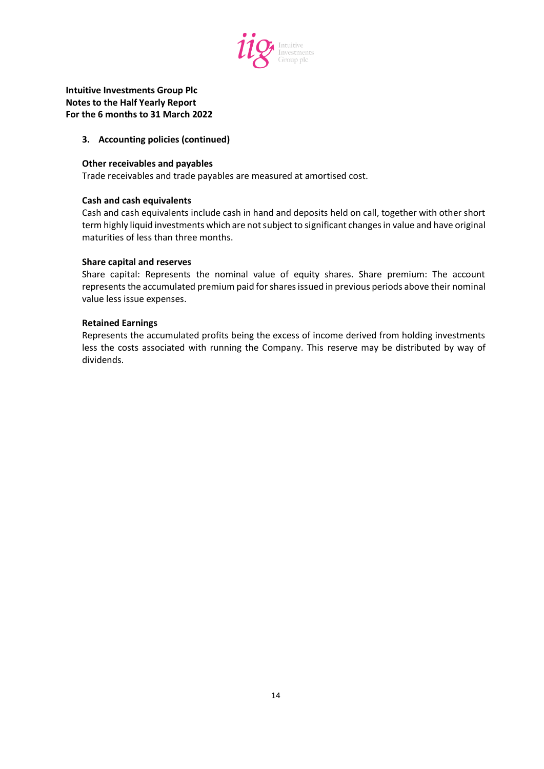**Intuitive Investments Group Plc**
**Notes to the Half Yearly Report**
**For the 6 months to 31 March 2022**

**3. Accounting policies (continued)**

**Other receivables and payables**
Trade receivables and trade payables are measured at amortised cost.

**Cash and cash equivalents**
Cash and cash equivalents include cash in hand and deposits held on call, together with other short term highly liquid investments which are not subject to significant changes in value and have original maturities of less than three months.

**Share capital and reserves**
Share capital: Represents the nominal value of equity shares. Share premium: The account represents the accumulated premium paid for shares issued in previous periods above their nominal value less issue expenses.

**Retained Earnings**
Represents the accumulated profits being the excess of income derived from holding investments less the costs associated with running the Company. This reserve may be distributed by way of dividends.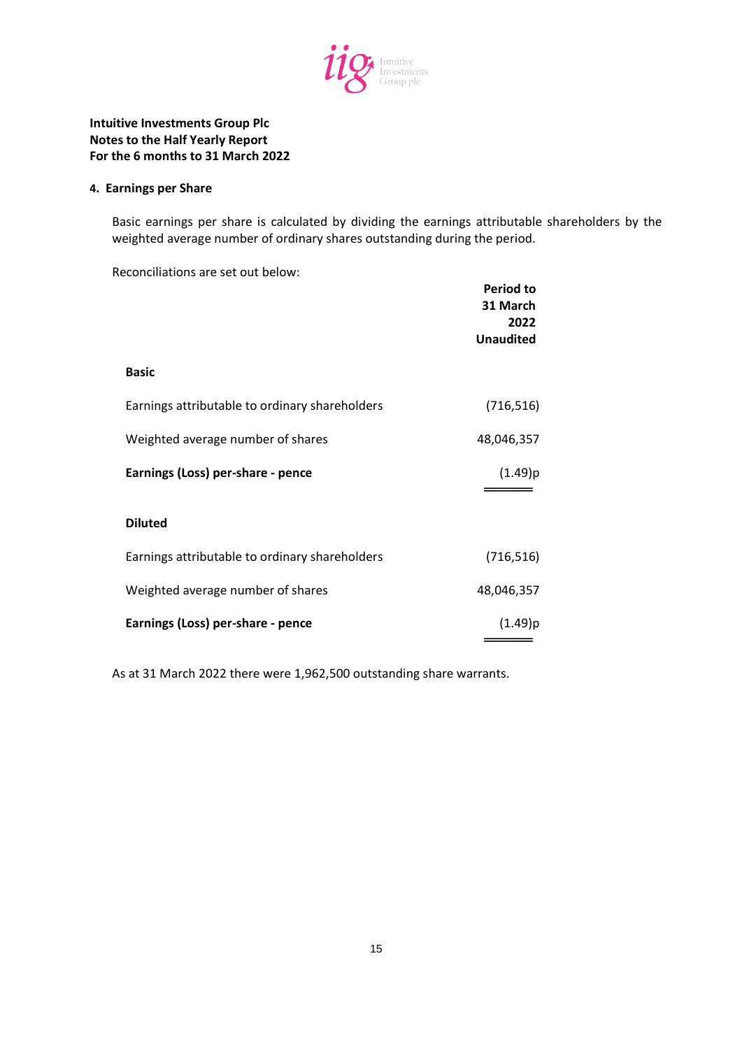**Intuitive Investments Group Plc**
**Notes to the Half Yearly Report**
**For the 6 months to 31 March 2022**

**4. Earnings per Share**

Basic earnings per share is calculated by dividing the earnings attributable shareholders by the weighted average number of ordinary shares outstanding during the period.

Reconciliations are set out below:

| | **Period to 31 March 2022 Unaudited** |
|---|---|
| **Basic** | |
| Earnings attributable to ordinary shareholders | (716,516) |
| Weighted average number of shares | 48,046,357 |
| **Earnings (Loss) per-share - pence** | (1.49)p |
| **Diluted** | |
| Earnings attributable to ordinary shareholders | (716,516) |
| Weighted average number of shares | 48,046,357 |
| **Earnings (Loss) per-share - pence** | (1.49)p |

As at 31 March 2022 there were 1,962,500 outstanding share warrants.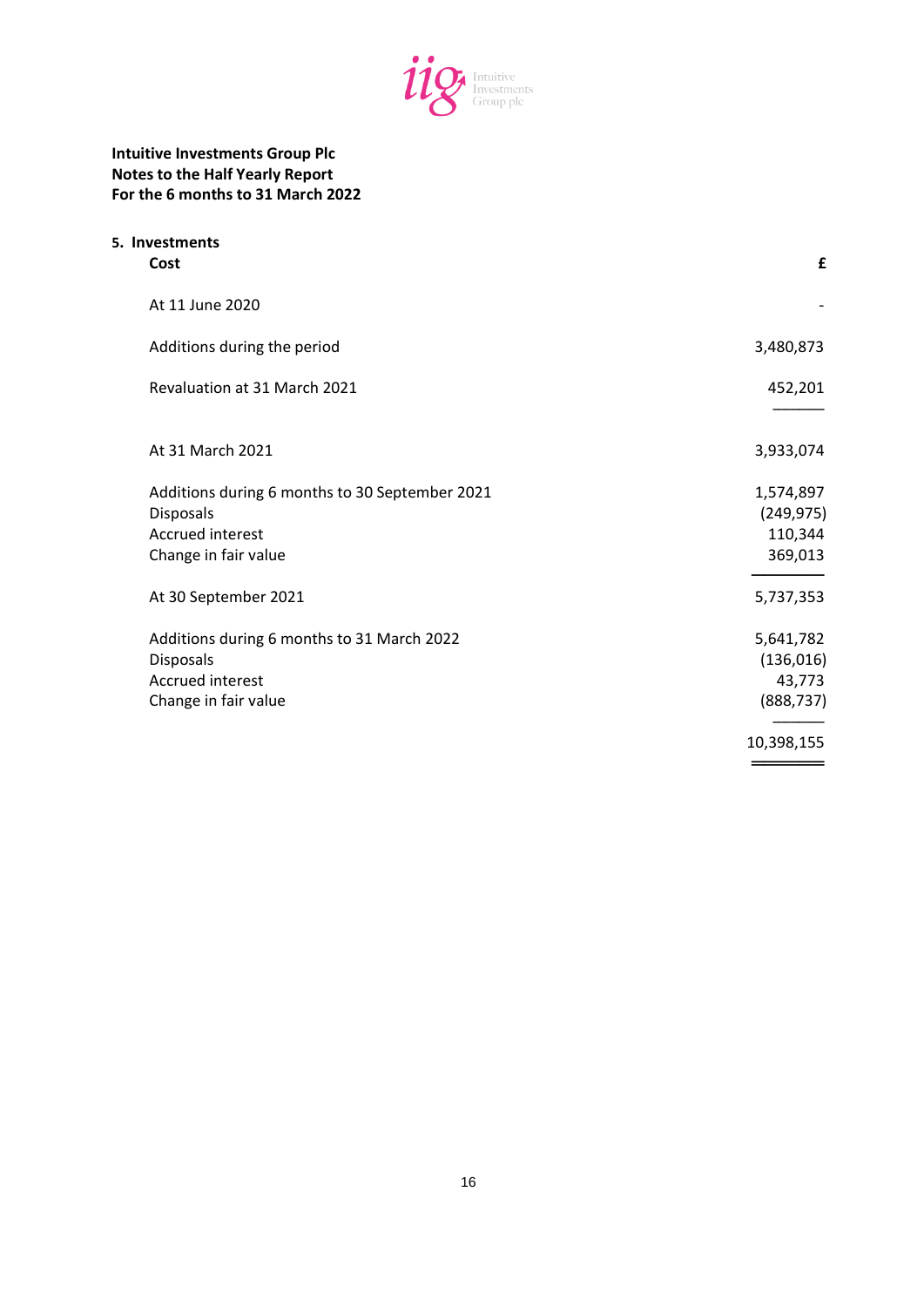**Intuitive Investments Group Plc**
**Notes to the Half Yearly Report**
**For the 6 months to 31 March 2022**

**5. Investments**

| **Cost** | **£** |
|---|---|
| At 11 June 2020 | - |
| Additions during the period | 3,480,873 |
| Revaluation at 31 March 2021 | 452,201 |
| At 31 March 2021 | 3,933,074 |
| Additions during 6 months to 30 September 2021 | 1,574,897 |
| Disposals | (249,975) |
| Accrued interest | 110,344 |
| Change in fair value | 369,013 |
| At 30 September 2021 | 5,737,353 |
| Additions during 6 months to 31 March 2022 | 5,641,782 |
| Disposals | (136,016) |
| Accrued interest | 43,773 |
| Change in fair value | (888,737) |
| | 10,398,155 |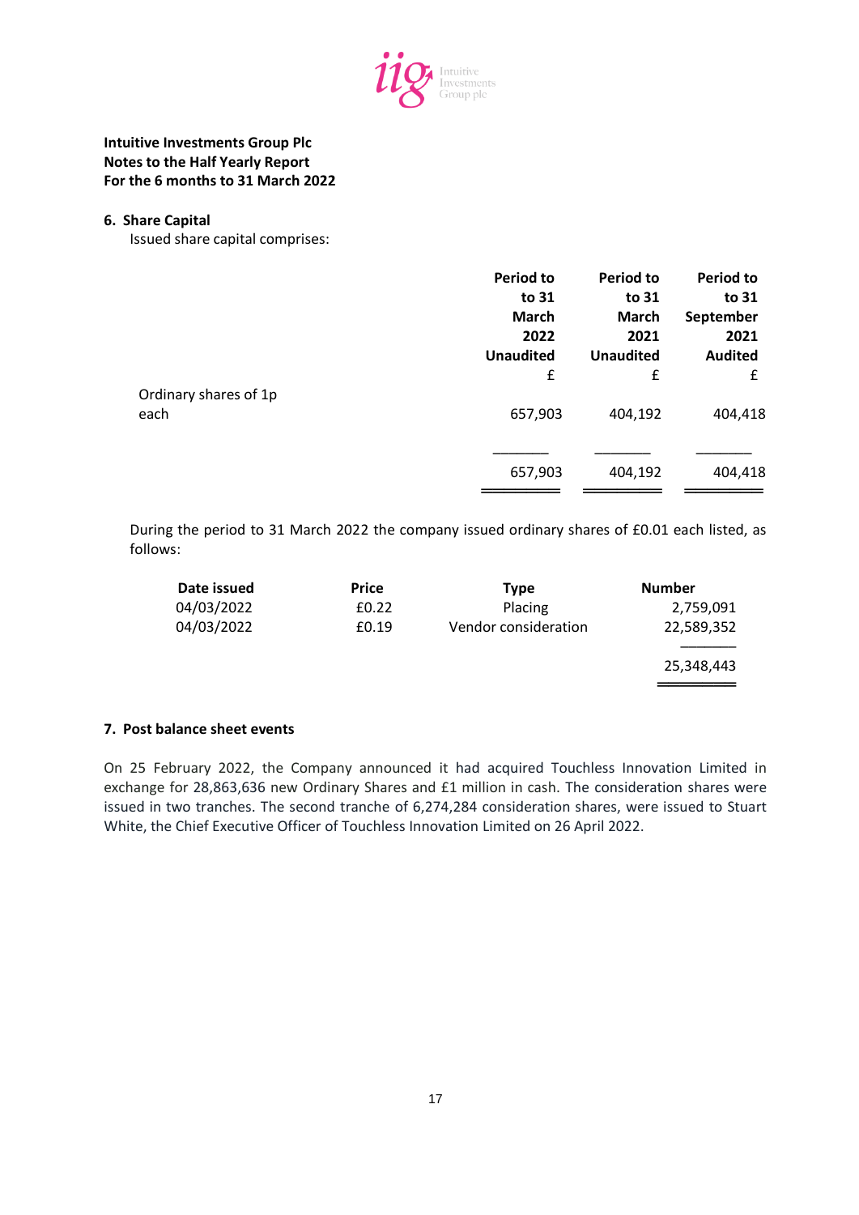**Intuitive Investments Group Plc**
**Notes to the Half Yearly Report**
**For the 6 months to 31 March 2022**

## 6. Share Capital

Issued share capital comprises:

| | Period to to 31 March 2022 Unaudited £ | Period to to 31 March 2021 Unaudited £ | Period to to 31 September 2021 Audited £ |
|---|---|---|---|
| Ordinary shares of 1p each | 657,903 | 404,192 | 404,418 |
| | 657,903 | 404,192 | 404,418 |

During the period to 31 March 2022 the company issued ordinary shares of £0.01 each listed, as follows:

| Date issued | Price | Type | Number |
|---|---|---|---|
| 04/03/2022 | £0.22 | Placing | 2,759,091 |
| 04/03/2022 | £0.19 | Vendor consideration | 22,589,352 |
| | | | 25,348,443 |

## 7. Post balance sheet events

On 25 February 2022, the Company announced it had acquired Touchless Innovation Limited in exchange for 28,863,636 new Ordinary Shares and £1 million in cash. The consideration shares were issued in two tranches. The second tranche of 6,274,284 consideration shares, were issued to Stuart White, the Chief Executive Officer of Touchless Innovation Limited on 26 April 2022.